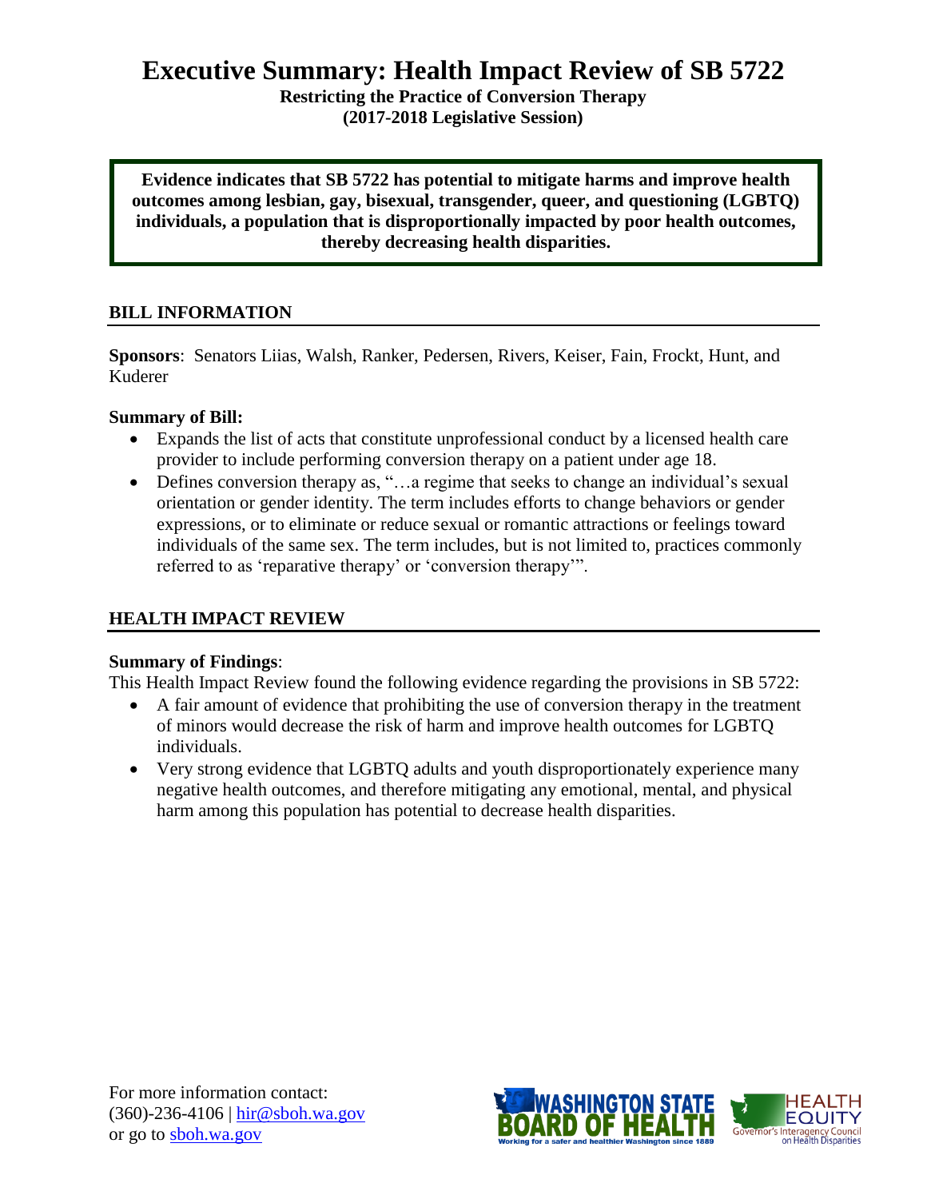# Executive Summary: Health Impact Review of SB 5722

**Restricting the Practice of Conversion Therapy**
**(2017-2018 Legislative Session)**

**Evidence indicates that SB 5722 has potential to mitigate harms and improve health outcomes among lesbian, gay, bisexual, transgender, queer, and questioning (LGBTQ) individuals, a population that is disproportionally impacted by poor health outcomes, thereby decreasing health disparities.**

## BILL INFORMATION

**Sponsors**: Senators Liias, Walsh, Ranker, Pedersen, Rivers, Keiser, Fain, Frockt, Hunt, and Kuderer

**Summary of Bill:**

- Expands the list of acts that constitute unprofessional conduct by a licensed health care provider to include performing conversion therapy on a patient under age 18.
- Defines conversion therapy as, "…a regime that seeks to change an individual's sexual orientation or gender identity. The term includes efforts to change behaviors or gender expressions, or to eliminate or reduce sexual or romantic attractions or feelings toward individuals of the same sex. The term includes, but is not limited to, practices commonly referred to as 'reparative therapy' or 'conversion therapy'".

## HEALTH IMPACT REVIEW

**Summary of Findings**:

This Health Impact Review found the following evidence regarding the provisions in SB 5722:

- A fair amount of evidence that prohibiting the use of conversion therapy in the treatment of minors would decrease the risk of harm and improve health outcomes for LGBTQ individuals.
- Very strong evidence that LGBTQ adults and youth disproportionately experience many negative health outcomes, and therefore mitigating any emotional, mental, and physical harm among this population has potential to decrease health disparities.

For more information contact:
(360)-236-4106 | hir@sboh.wa.gov
or go to sboh.wa.gov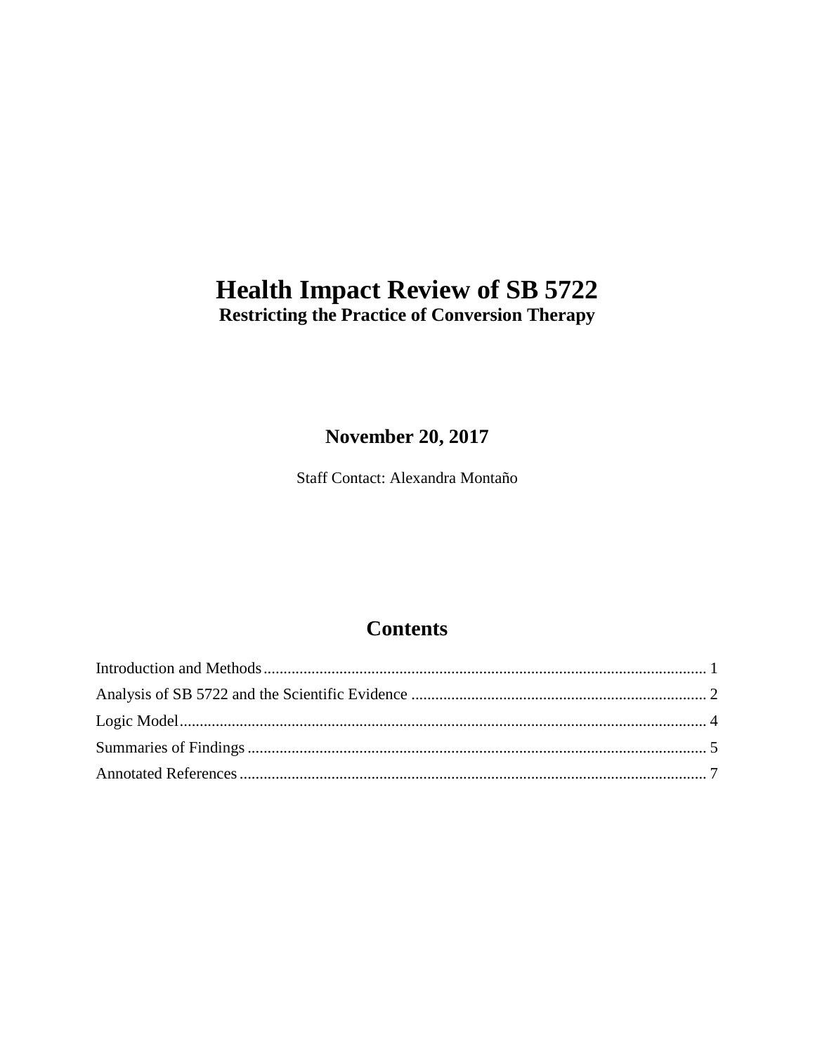# Health Impact Review of SB 5722

**Restricting the Practice of Conversion Therapy**

**November 20, 2017**

Staff Contact: Alexandra Montaño

## Contents

Introduction and Methods .......... 1

Analysis of SB 5722 and the Scientific Evidence .......... 2

Logic Model .......... 4

Summaries of Findings .......... 5

Annotated References .......... 7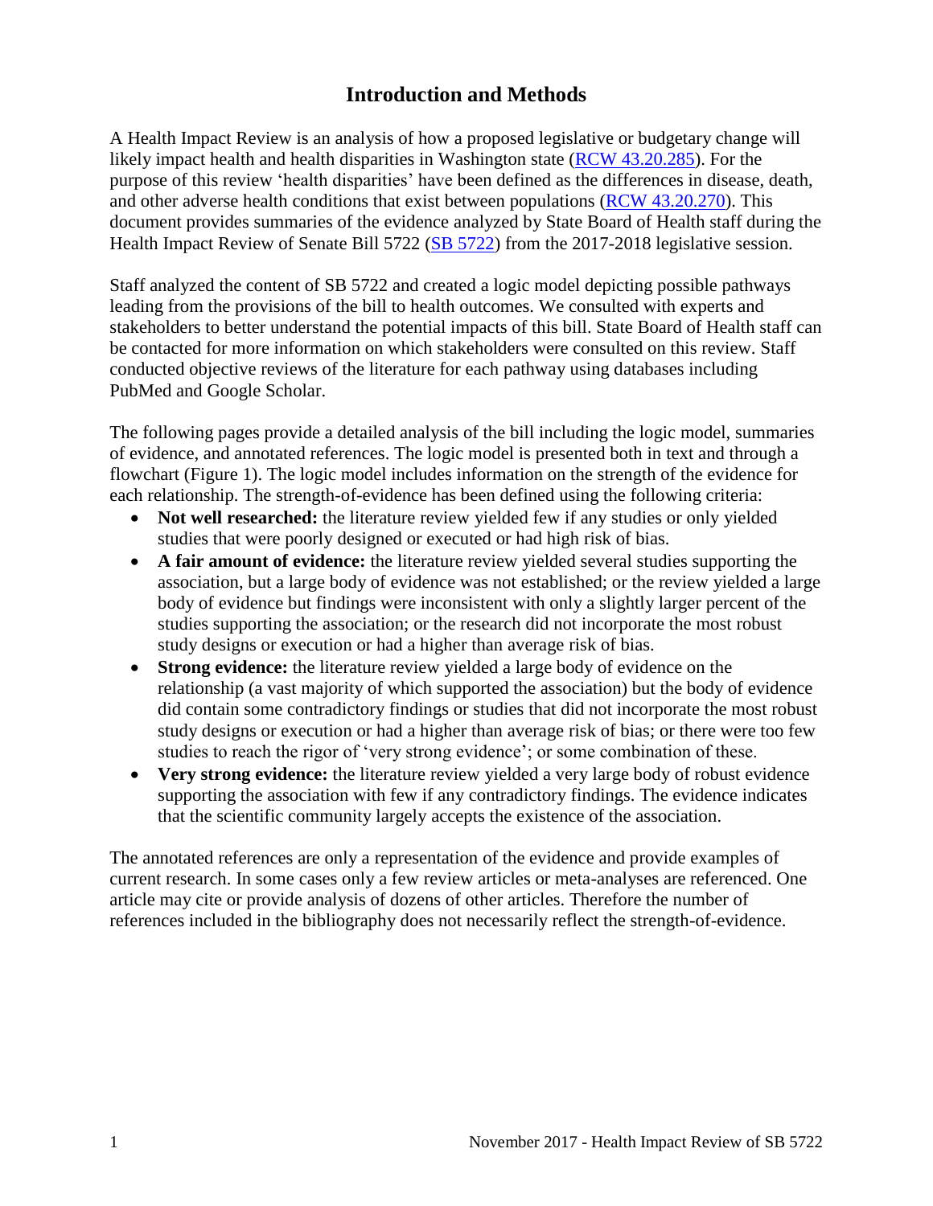# Introduction and Methods

A Health Impact Review is an analysis of how a proposed legislative or budgetary change will likely impact health and health disparities in Washington state (RCW 43.20.285). For the purpose of this review 'health disparities' have been defined as the differences in disease, death, and other adverse health conditions that exist between populations (RCW 43.20.270). This document provides summaries of the evidence analyzed by State Board of Health staff during the Health Impact Review of Senate Bill 5722 (SB 5722) from the 2017-2018 legislative session.

Staff analyzed the content of SB 5722 and created a logic model depicting possible pathways leading from the provisions of the bill to health outcomes. We consulted with experts and stakeholders to better understand the potential impacts of this bill. State Board of Health staff can be contacted for more information on which stakeholders were consulted on this review. Staff conducted objective reviews of the literature for each pathway using databases including PubMed and Google Scholar.

The following pages provide a detailed analysis of the bill including the logic model, summaries of evidence, and annotated references. The logic model is presented both in text and through a flowchart (Figure 1). The logic model includes information on the strength of the evidence for each relationship. The strength-of-evidence has been defined using the following criteria:

- **Not well researched:** the literature review yielded few if any studies or only yielded studies that were poorly designed or executed or had high risk of bias.
- **A fair amount of evidence:** the literature review yielded several studies supporting the association, but a large body of evidence was not established; or the review yielded a large body of evidence but findings were inconsistent with only a slightly larger percent of the studies supporting the association; or the research did not incorporate the most robust study designs or execution or had a higher than average risk of bias.
- **Strong evidence:** the literature review yielded a large body of evidence on the relationship (a vast majority of which supported the association) but the body of evidence did contain some contradictory findings or studies that did not incorporate the most robust study designs or execution or had a higher than average risk of bias; or there were too few studies to reach the rigor of 'very strong evidence'; or some combination of these.
- **Very strong evidence:** the literature review yielded a very large body of robust evidence supporting the association with few if any contradictory findings. The evidence indicates that the scientific community largely accepts the existence of the association.

The annotated references are only a representation of the evidence and provide examples of current research. In some cases only a few review articles or meta-analyses are referenced. One article may cite or provide analysis of dozens of other articles. Therefore the number of references included in the bibliography does not necessarily reflect the strength-of-evidence.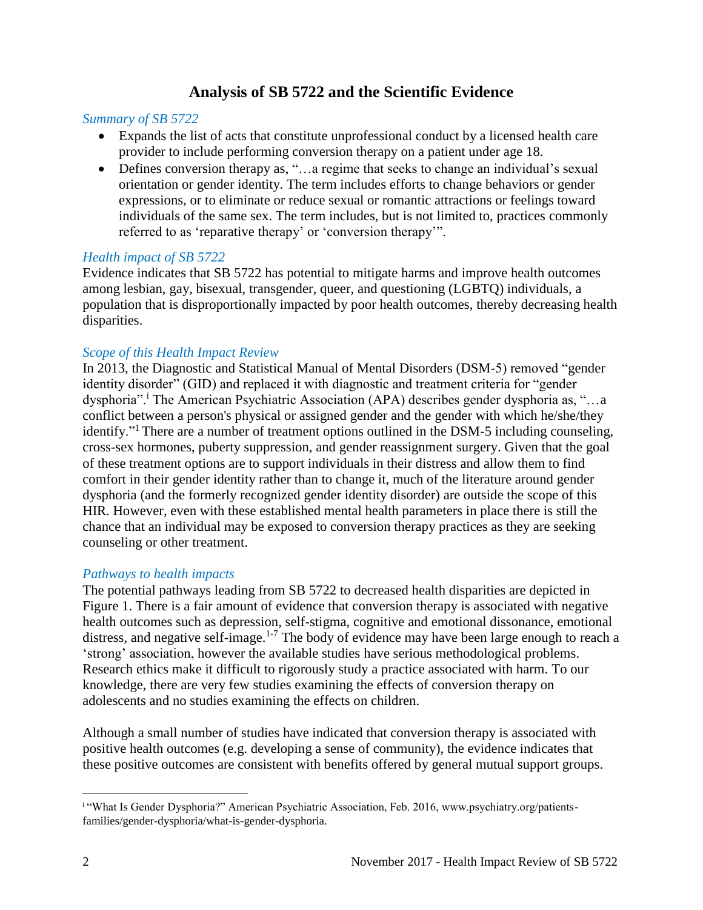# Analysis of SB 5722 and the Scientific Evidence

*Summary of SB 5722*

- Expands the list of acts that constitute unprofessional conduct by a licensed health care provider to include performing conversion therapy on a patient under age 18.
- Defines conversion therapy as, "…a regime that seeks to change an individual's sexual orientation or gender identity. The term includes efforts to change behaviors or gender expressions, or to eliminate or reduce sexual or romantic attractions or feelings toward individuals of the same sex. The term includes, but is not limited to, practices commonly referred to as 'reparative therapy' or 'conversion therapy'".

*Health impact of SB 5722*

Evidence indicates that SB 5722 has potential to mitigate harms and improve health outcomes among lesbian, gay, bisexual, transgender, queer, and questioning (LGBTQ) individuals, a population that is disproportionally impacted by poor health outcomes, thereby decreasing health disparities.

*Scope of this Health Impact Review*

In 2013, the Diagnostic and Statistical Manual of Mental Disorders (DSM-5) removed "gender identity disorder" (GID) and replaced it with diagnostic and treatment criteria for "gender dysphoria".[i] The American Psychiatric Association (APA) describes gender dysphoria as, "…a conflict between a person's physical or assigned gender and the gender with which he/she/they identify."[1] There are a number of treatment options outlined in the DSM-5 including counseling, cross-sex hormones, puberty suppression, and gender reassignment surgery. Given that the goal of these treatment options are to support individuals in their distress and allow them to find comfort in their gender identity rather than to change it, much of the literature around gender dysphoria (and the formerly recognized gender identity disorder) are outside the scope of this HIR. However, even with these established mental health parameters in place there is still the chance that an individual may be exposed to conversion therapy practices as they are seeking counseling or other treatment.

*Pathways to health impacts*

The potential pathways leading from SB 5722 to decreased health disparities are depicted in Figure 1. There is a fair amount of evidence that conversion therapy is associated with negative health outcomes such as depression, self-stigma, cognitive and emotional dissonance, emotional distress, and negative self-image.[1-7] The body of evidence may have been large enough to reach a 'strong' association, however the available studies have serious methodological problems. Research ethics make it difficult to rigorously study a practice associated with harm. To our knowledge, there are very few studies examining the effects of conversion therapy on adolescents and no studies examining the effects on children.

Although a small number of studies have indicated that conversion therapy is associated with positive health outcomes (e.g. developing a sense of community), the evidence indicates that these positive outcomes are consistent with benefits offered by general mutual support groups.

---

[i] "What Is Gender Dysphoria?" American Psychiatric Association, Feb. 2016, www.psychiatry.org/patients-families/gender-dysphoria/what-is-gender-dysphoria.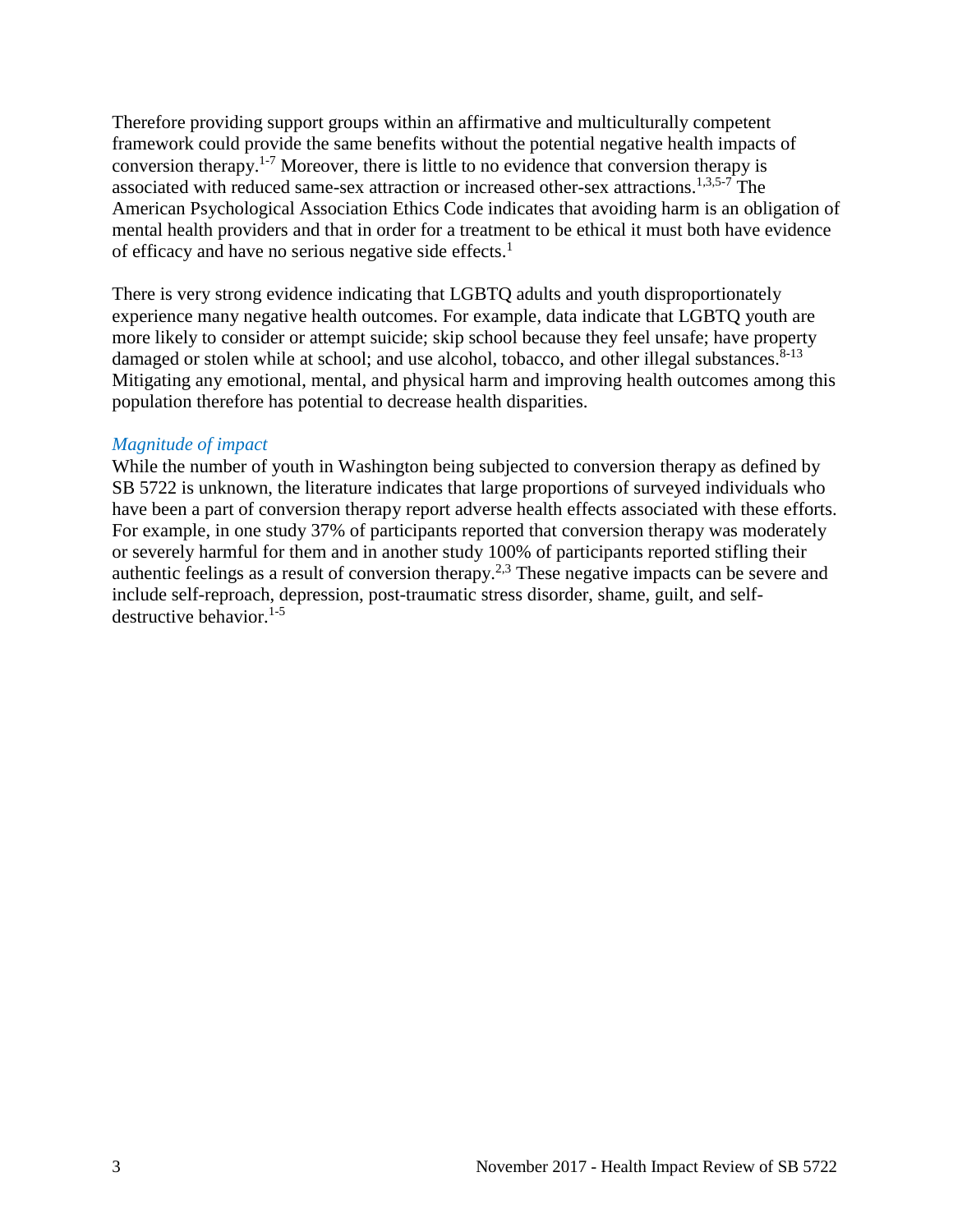Therefore providing support groups within an affirmative and multiculturally competent framework could provide the same benefits without the potential negative health impacts of conversion therapy.[1-7] Moreover, there is little to no evidence that conversion therapy is associated with reduced same-sex attraction or increased other-sex attractions.[1,3,5-7] The American Psychological Association Ethics Code indicates that avoiding harm is an obligation of mental health providers and that in order for a treatment to be ethical it must both have evidence of efficacy and have no serious negative side effects.[1]

There is very strong evidence indicating that LGBTQ adults and youth disproportionately experience many negative health outcomes. For example, data indicate that LGBTQ youth are more likely to consider or attempt suicide; skip school because they feel unsafe; have property damaged or stolen while at school; and use alcohol, tobacco, and other illegal substances.[8-13] Mitigating any emotional, mental, and physical harm and improving health outcomes among this population therefore has potential to decrease health disparities.

*Magnitude of impact*

While the number of youth in Washington being subjected to conversion therapy as defined by SB 5722 is unknown, the literature indicates that large proportions of surveyed individuals who have been a part of conversion therapy report adverse health effects associated with these efforts. For example, in one study 37% of participants reported that conversion therapy was moderately or severely harmful for them and in another study 100% of participants reported stifling their authentic feelings as a result of conversion therapy.[2,3] These negative impacts can be severe and include self-reproach, depression, post-traumatic stress disorder, shame, guilt, and self-destructive behavior.[1-5]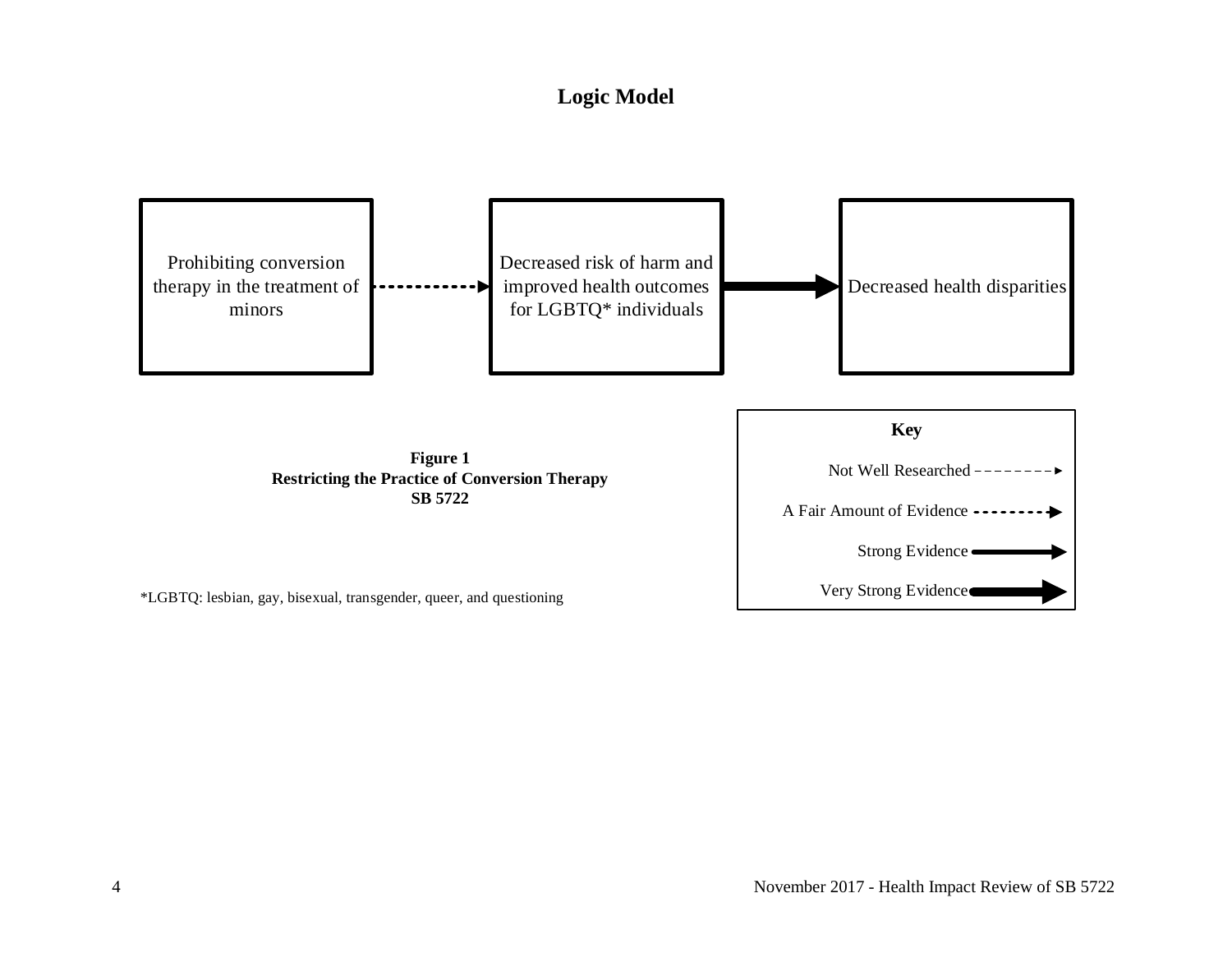## Logic Model

Prohibiting conversion therapy in the treatment of minors → Decreased risk of harm and improved health outcomes for LGBTQ* individuals → Decreased health disparities

**Figure 1**
**Restricting the Practice of Conversion Therapy**
**SB 5722**

**Key**

Not Well Researched

A Fair Amount of Evidence

Strong Evidence

Very Strong Evidence

*LGBTQ: lesbian, gay, bisexual, transgender, queer, and questioning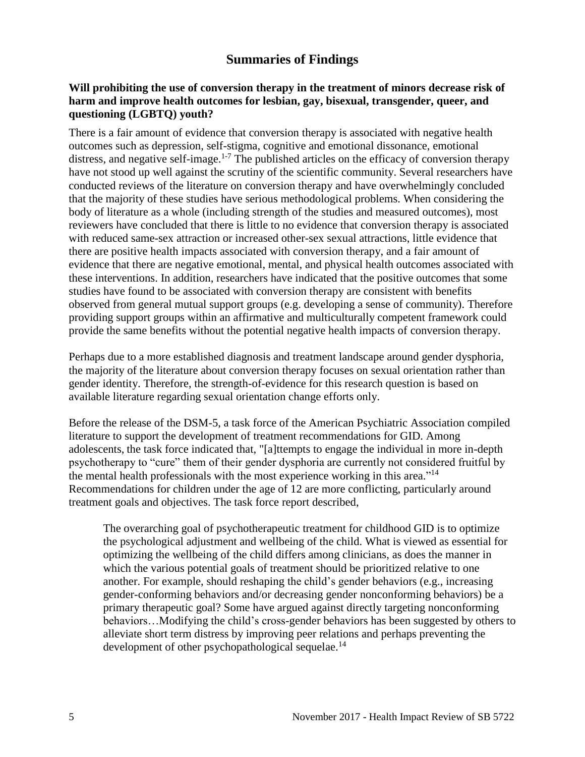## Summaries of Findings

**Will prohibiting the use of conversion therapy in the treatment of minors decrease risk of harm and improve health outcomes for lesbian, gay, bisexual, transgender, queer, and questioning (LGBTQ) youth?**

There is a fair amount of evidence that conversion therapy is associated with negative health outcomes such as depression, self-stigma, cognitive and emotional dissonance, emotional distress, and negative self-image.[1-7] The published articles on the efficacy of conversion therapy have not stood up well against the scrutiny of the scientific community. Several researchers have conducted reviews of the literature on conversion therapy and have overwhelmingly concluded that the majority of these studies have serious methodological problems. When considering the body of literature as a whole (including strength of the studies and measured outcomes), most reviewers have concluded that there is little to no evidence that conversion therapy is associated with reduced same-sex attraction or increased other-sex sexual attractions, little evidence that there are positive health impacts associated with conversion therapy, and a fair amount of evidence that there are negative emotional, mental, and physical health outcomes associated with these interventions. In addition, researchers have indicated that the positive outcomes that some studies have found to be associated with conversion therapy are consistent with benefits observed from general mutual support groups (e.g. developing a sense of community). Therefore providing support groups within an affirmative and multiculturally competent framework could provide the same benefits without the potential negative health impacts of conversion therapy.

Perhaps due to a more established diagnosis and treatment landscape around gender dysphoria, the majority of the literature about conversion therapy focuses on sexual orientation rather than gender identity. Therefore, the strength-of-evidence for this research question is based on available literature regarding sexual orientation change efforts only.

Before the release of the DSM-5, a task force of the American Psychiatric Association compiled literature to support the development of treatment recommendations for GID. Among adolescents, the task force indicated that, "[a]ttempts to engage the individual in more in-depth psychotherapy to "cure" them of their gender dysphoria are currently not considered fruitful by the mental health professionals with the most experience working in this area."[14] Recommendations for children under the age of 12 are more conflicting, particularly around treatment goals and objectives. The task force report described,

> The overarching goal of psychotherapeutic treatment for childhood GID is to optimize the psychological adjustment and wellbeing of the child. What is viewed as essential for optimizing the wellbeing of the child differs among clinicians, as does the manner in which the various potential goals of treatment should be prioritized relative to one another. For example, should reshaping the child's gender behaviors (e.g., increasing gender-conforming behaviors and/or decreasing gender nonconforming behaviors) be a primary therapeutic goal? Some have argued against directly targeting nonconforming behaviors…Modifying the child's cross-gender behaviors has been suggested by others to alleviate short term distress by improving peer relations and perhaps preventing the development of other psychopathological sequelae.[14]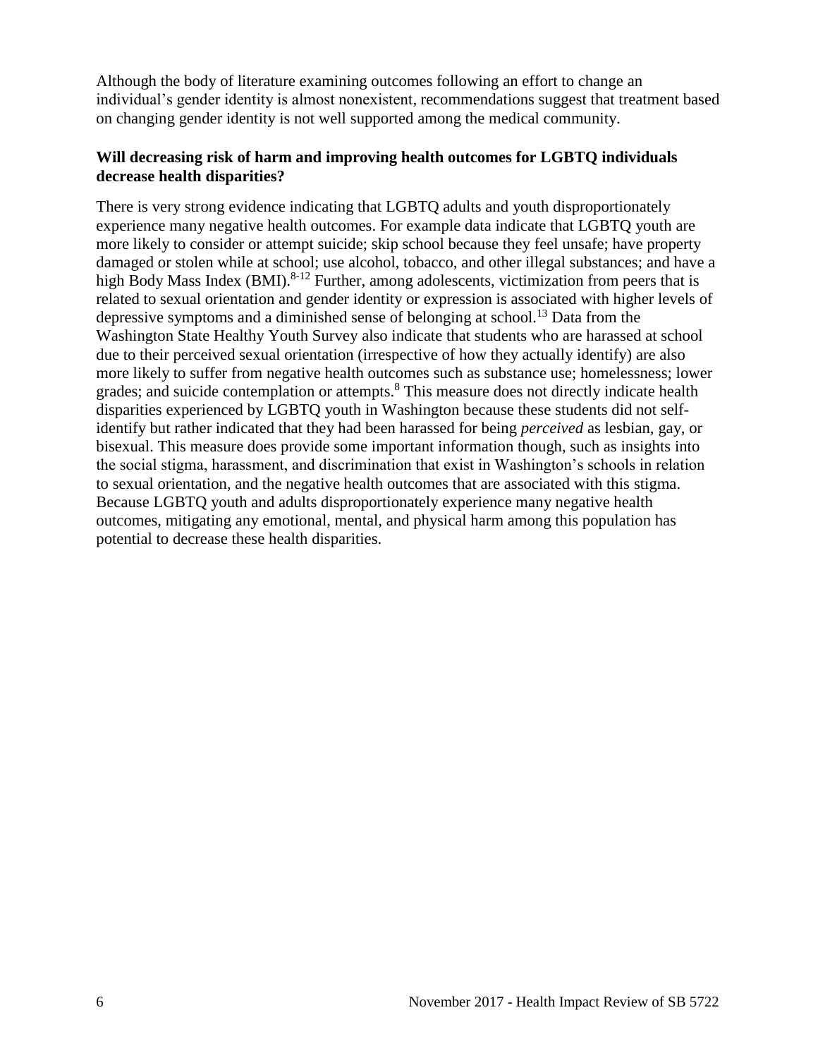Although the body of literature examining outcomes following an effort to change an individual's gender identity is almost nonexistent, recommendations suggest that treatment based on changing gender identity is not well supported among the medical community.

**Will decreasing risk of harm and improving health outcomes for LGBTQ individuals decrease health disparities?**

There is very strong evidence indicating that LGBTQ adults and youth disproportionately experience many negative health outcomes. For example data indicate that LGBTQ youth are more likely to consider or attempt suicide; skip school because they feel unsafe; have property damaged or stolen while at school; use alcohol, tobacco, and other illegal substances; and have a high Body Mass Index (BMI).[8-12] Further, among adolescents, victimization from peers that is related to sexual orientation and gender identity or expression is associated with higher levels of depressive symptoms and a diminished sense of belonging at school.[13] Data from the Washington State Healthy Youth Survey also indicate that students who are harassed at school due to their perceived sexual orientation (irrespective of how they actually identify) are also more likely to suffer from negative health outcomes such as substance use; homelessness; lower grades; and suicide contemplation or attempts.[8] This measure does not directly indicate health disparities experienced by LGBTQ youth in Washington because these students did not self-identify but rather indicated that they had been harassed for being *perceived* as lesbian, gay, or bisexual. This measure does provide some important information though, such as insights into the social stigma, harassment, and discrimination that exist in Washington's schools in relation to sexual orientation, and the negative health outcomes that are associated with this stigma. Because LGBTQ youth and adults disproportionately experience many negative health outcomes, mitigating any emotional, mental, and physical harm among this population has potential to decrease these health disparities.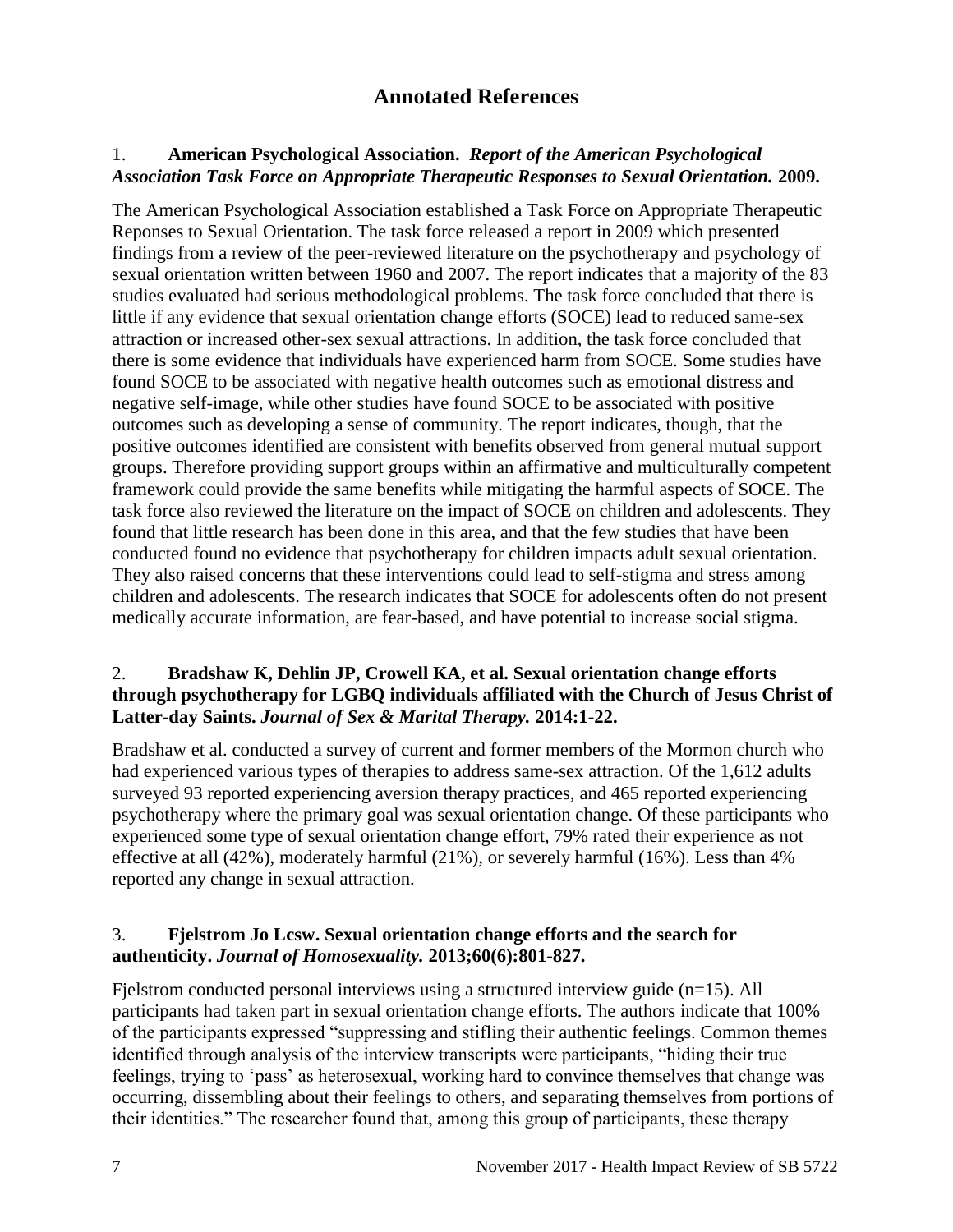# Annotated References

1. **American Psychological Association.** ***Report of the American Psychological Association Task Force on Appropriate Therapeutic Responses to Sexual Orientation.*** **2009.**

The American Psychological Association established a Task Force on Appropriate Therapeutic Reponses to Sexual Orientation. The task force released a report in 2009 which presented findings from a review of the peer-reviewed literature on the psychotherapy and psychology of sexual orientation written between 1960 and 2007. The report indicates that a majority of the 83 studies evaluated had serious methodological problems. The task force concluded that there is little if any evidence that sexual orientation change efforts (SOCE) lead to reduced same-sex attraction or increased other-sex sexual attractions. In addition, the task force concluded that there is some evidence that individuals have experienced harm from SOCE. Some studies have found SOCE to be associated with negative health outcomes such as emotional distress and negative self-image, while other studies have found SOCE to be associated with positive outcomes such as developing a sense of community. The report indicates, though, that the positive outcomes identified are consistent with benefits observed from general mutual support groups. Therefore providing support groups within an affirmative and multiculturally competent framework could provide the same benefits while mitigating the harmful aspects of SOCE. The task force also reviewed the literature on the impact of SOCE on children and adolescents. They found that little research has been done in this area, and that the few studies that have been conducted found no evidence that psychotherapy for children impacts adult sexual orientation. They also raised concerns that these interventions could lead to self-stigma and stress among children and adolescents. The research indicates that SOCE for adolescents often do not present medically accurate information, are fear-based, and have potential to increase social stigma.

2. **Bradshaw K, Dehlin JP, Crowell KA, et al. Sexual orientation change efforts through psychotherapy for LGBQ individuals affiliated with the Church of Jesus Christ of Latter-day Saints.** ***Journal of Sex & Marital Therapy.*** **2014:1-22.**

Bradshaw et al. conducted a survey of current and former members of the Mormon church who had experienced various types of therapies to address same-sex attraction. Of the 1,612 adults surveyed 93 reported experiencing aversion therapy practices, and 465 reported experiencing psychotherapy where the primary goal was sexual orientation change. Of these participants who experienced some type of sexual orientation change effort, 79% rated their experience as not effective at all (42%), moderately harmful (21%), or severely harmful (16%). Less than 4% reported any change in sexual attraction.

3. **Fjelstrom Jo Lcsw. Sexual orientation change efforts and the search for authenticity.** ***Journal of Homosexuality.*** **2013;60(6):801-827.**

Fjelstrom conducted personal interviews using a structured interview guide (n=15). All participants had taken part in sexual orientation change efforts. The authors indicate that 100% of the participants expressed "suppressing and stifling their authentic feelings. Common themes identified through analysis of the interview transcripts were participants, "hiding their true feelings, trying to 'pass' as heterosexual, working hard to convince themselves that change was occurring, dissembling about their feelings to others, and separating themselves from portions of their identities." The researcher found that, among this group of participants, these therapy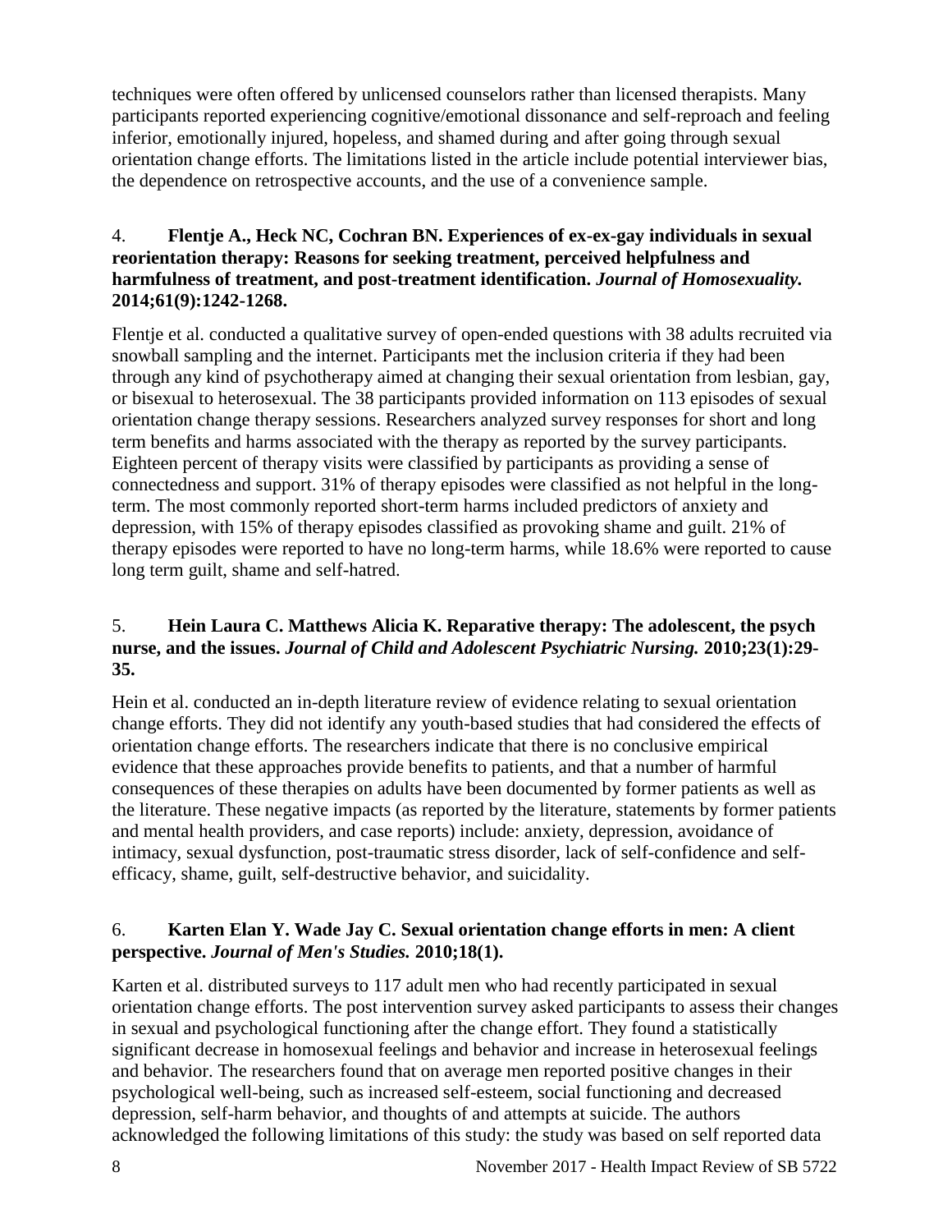techniques were often offered by unlicensed counselors rather than licensed therapists. Many participants reported experiencing cognitive/emotional dissonance and self-reproach and feeling inferior, emotionally injured, hopeless, and shamed during and after going through sexual orientation change efforts. The limitations listed in the article include potential interviewer bias, the dependence on retrospective accounts, and the use of a convenience sample.

4. **Flentje A., Heck NC, Cochran BN. Experiences of ex-ex-gay individuals in sexual reorientation therapy: Reasons for seeking treatment, perceived helpfulness and harmfulness of treatment, and post-treatment identification.** ***Journal of Homosexuality.*** **2014;61(9):1242-1268.**

Flentje et al. conducted a qualitative survey of open-ended questions with 38 adults recruited via snowball sampling and the internet. Participants met the inclusion criteria if they had been through any kind of psychotherapy aimed at changing their sexual orientation from lesbian, gay, or bisexual to heterosexual. The 38 participants provided information on 113 episodes of sexual orientation change therapy sessions. Researchers analyzed survey responses for short and long term benefits and harms associated with the therapy as reported by the survey participants. Eighteen percent of therapy visits were classified by participants as providing a sense of connectedness and support. 31% of therapy episodes were classified as not helpful in the long-term. The most commonly reported short-term harms included predictors of anxiety and depression, with 15% of therapy episodes classified as provoking shame and guilt. 21% of therapy episodes were reported to have no long-term harms, while 18.6% were reported to cause long term guilt, shame and self-hatred.

5. **Hein Laura C. Matthews Alicia K. Reparative therapy: The adolescent, the psych nurse, and the issues.** ***Journal of Child and Adolescent Psychiatric Nursing.*** **2010;23(1):29-35.**

Hein et al. conducted an in-depth literature review of evidence relating to sexual orientation change efforts. They did not identify any youth-based studies that had considered the effects of orientation change efforts. The researchers indicate that there is no conclusive empirical evidence that these approaches provide benefits to patients, and that a number of harmful consequences of these therapies on adults have been documented by former patients as well as the literature. These negative impacts (as reported by the literature, statements by former patients and mental health providers, and case reports) include: anxiety, depression, avoidance of intimacy, sexual dysfunction, post-traumatic stress disorder, lack of self-confidence and self-efficacy, shame, guilt, self-destructive behavior, and suicidality.

6. **Karten Elan Y. Wade Jay C. Sexual orientation change efforts in men: A client perspective.** ***Journal of Men's Studies.*** **2010;18(1).**

Karten et al. distributed surveys to 117 adult men who had recently participated in sexual orientation change efforts. The post intervention survey asked participants to assess their changes in sexual and psychological functioning after the change effort. They found a statistically significant decrease in homosexual feelings and behavior and increase in heterosexual feelings and behavior. The researchers found that on average men reported positive changes in their psychological well-being, such as increased self-esteem, social functioning and decreased depression, self-harm behavior, and thoughts of and attempts at suicide. The authors acknowledged the following limitations of this study: the study was based on self reported data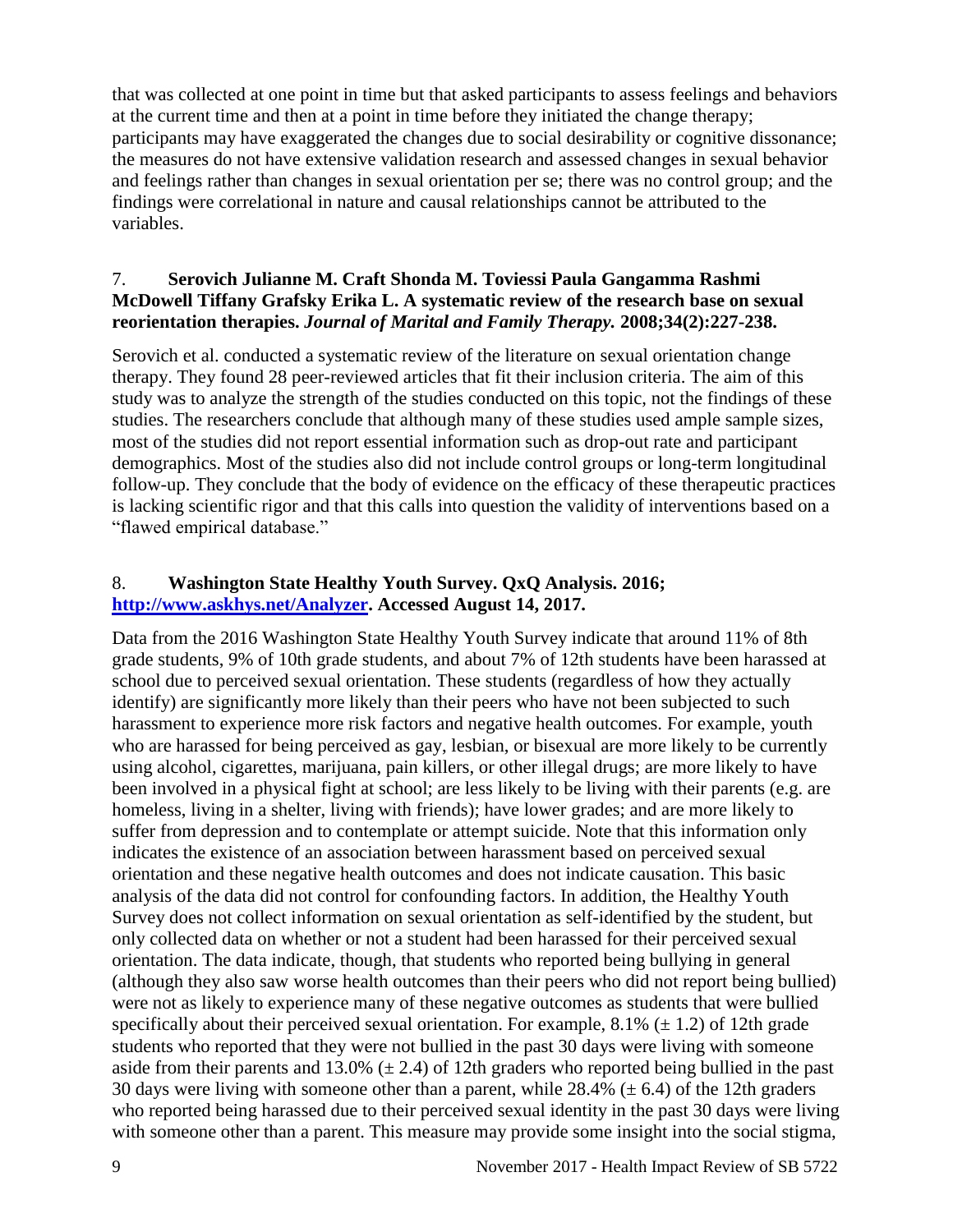that was collected at one point in time but that asked participants to assess feelings and behaviors at the current time and then at a point in time before they initiated the change therapy; participants may have exaggerated the changes due to social desirability or cognitive dissonance; the measures do not have extensive validation research and assessed changes in sexual behavior and feelings rather than changes in sexual orientation per se; there was no control group; and the findings were correlational in nature and causal relationships cannot be attributed to the variables.

### 7. **Serovich Julianne M. Craft Shonda M. Toviessi Paula Gangamma Rashmi McDowell Tiffany Grafsky Erika L. A systematic review of the research base on sexual reorientation therapies.** ***Journal of Marital and Family Therapy.*** **2008;34(2):227-238.**

Serovich et al. conducted a systematic review of the literature on sexual orientation change therapy. They found 28 peer-reviewed articles that fit their inclusion criteria. The aim of this study was to analyze the strength of the studies conducted on this topic, not the findings of these studies. The researchers conclude that although many of these studies used ample sample sizes, most of the studies did not report essential information such as drop-out rate and participant demographics. Most of the studies also did not include control groups or long-term longitudinal follow-up. They conclude that the body of evidence on the efficacy of these therapeutic practices is lacking scientific rigor and that this calls into question the validity of interventions based on a "flawed empirical database."

### 8. **Washington State Healthy Youth Survey. QxQ Analysis. 2016; [http://www.askhys.net/Analyzer](http://www.askhys.net/Analyzer). Accessed August 14, 2017.**

Data from the 2016 Washington State Healthy Youth Survey indicate that around 11% of 8th grade students, 9% of 10th grade students, and about 7% of 12th students have been harassed at school due to perceived sexual orientation. These students (regardless of how they actually identify) are significantly more likely than their peers who have not been subjected to such harassment to experience more risk factors and negative health outcomes. For example, youth who are harassed for being perceived as gay, lesbian, or bisexual are more likely to be currently using alcohol, cigarettes, marijuana, pain killers, or other illegal drugs; are more likely to have been involved in a physical fight at school; are less likely to be living with their parents (e.g. are homeless, living in a shelter, living with friends); have lower grades; and are more likely to suffer from depression and to contemplate or attempt suicide. Note that this information only indicates the existence of an association between harassment based on perceived sexual orientation and these negative health outcomes and does not indicate causation. This basic analysis of the data did not control for confounding factors. In addition, the Healthy Youth Survey does not collect information on sexual orientation as self-identified by the student, but only collected data on whether or not a student had been harassed for their perceived sexual orientation. The data indicate, though, that students who reported being bullying in general (although they also saw worse health outcomes than their peers who did not report being bullied) were not as likely to experience many of these negative outcomes as students that were bullied specifically about their perceived sexual orientation. For example, 8.1% ($\pm$ 1.2) of 12th grade students who reported that they were not bullied in the past 30 days were living with someone aside from their parents and 13.0% ($\pm$ 2.4) of 12th graders who reported being bullied in the past 30 days were living with someone other than a parent, while 28.4% ($\pm$ 6.4) of the 12th graders who reported being harassed due to their perceived sexual identity in the past 30 days were living with someone other than a parent. This measure may provide some insight into the social stigma,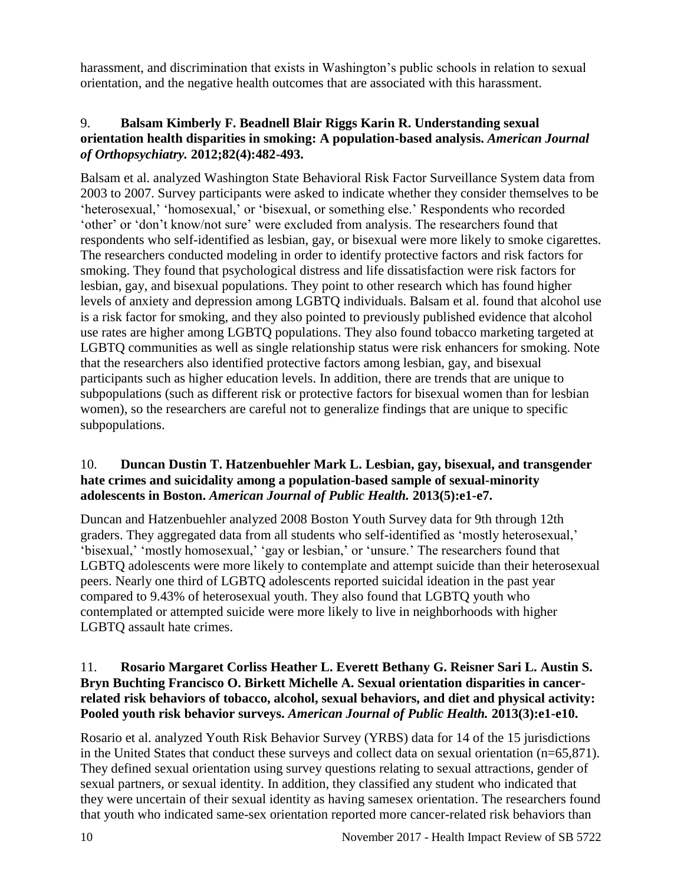harassment, and discrimination that exists in Washington's public schools in relation to sexual orientation, and the negative health outcomes that are associated with this harassment.

9. **Balsam Kimberly F. Beadnell Blair Riggs Karin R. Understanding sexual orientation health disparities in smoking: A population-based analysis.** ***American Journal of Orthopsychiatry.*** **2012;82(4):482-493.**

Balsam et al. analyzed Washington State Behavioral Risk Factor Surveillance System data from 2003 to 2007. Survey participants were asked to indicate whether they consider themselves to be 'heterosexual,' 'homosexual,' or 'bisexual, or something else.' Respondents who recorded 'other' or 'don't know/not sure' were excluded from analysis. The researchers found that respondents who self-identified as lesbian, gay, or bisexual were more likely to smoke cigarettes. The researchers conducted modeling in order to identify protective factors and risk factors for smoking. They found that psychological distress and life dissatisfaction were risk factors for lesbian, gay, and bisexual populations. They point to other research which has found higher levels of anxiety and depression among LGBTQ individuals. Balsam et al. found that alcohol use is a risk factor for smoking, and they also pointed to previously published evidence that alcohol use rates are higher among LGBTQ populations. They also found tobacco marketing targeted at LGBTQ communities as well as single relationship status were risk enhancers for smoking. Note that the researchers also identified protective factors among lesbian, gay, and bisexual participants such as higher education levels. In addition, there are trends that are unique to subpopulations (such as different risk or protective factors for bisexual women than for lesbian women), so the researchers are careful not to generalize findings that are unique to specific subpopulations.

10. **Duncan Dustin T. Hatzenbuehler Mark L. Lesbian, gay, bisexual, and transgender hate crimes and suicidality among a population-based sample of sexual-minority adolescents in Boston.** ***American Journal of Public Health.*** **2013(5):e1-e7.**

Duncan and Hatzenbuehler analyzed 2008 Boston Youth Survey data for 9th through 12th graders. They aggregated data from all students who self-identified as 'mostly heterosexual,' 'bisexual,' 'mostly homosexual,' 'gay or lesbian,' or 'unsure.' The researchers found that LGBTQ adolescents were more likely to contemplate and attempt suicide than their heterosexual peers. Nearly one third of LGBTQ adolescents reported suicidal ideation in the past year compared to 9.43% of heterosexual youth. They also found that LGBTQ youth who contemplated or attempted suicide were more likely to live in neighborhoods with higher LGBTQ assault hate crimes.

11. **Rosario Margaret Corliss Heather L. Everett Bethany G. Reisner Sari L. Austin S. Bryn Buchting Francisco O. Birkett Michelle A. Sexual orientation disparities in cancer-related risk behaviors of tobacco, alcohol, sexual behaviors, and diet and physical activity: Pooled youth risk behavior surveys.** ***American Journal of Public Health.*** **2013(3):e1-e10.**

Rosario et al. analyzed Youth Risk Behavior Survey (YRBS) data for 14 of the 15 jurisdictions in the United States that conduct these surveys and collect data on sexual orientation (n=65,871). They defined sexual orientation using survey questions relating to sexual attractions, gender of sexual partners, or sexual identity. In addition, they classified any student who indicated that they were uncertain of their sexual identity as having samesex orientation. The researchers found that youth who indicated same-sex orientation reported more cancer-related risk behaviors than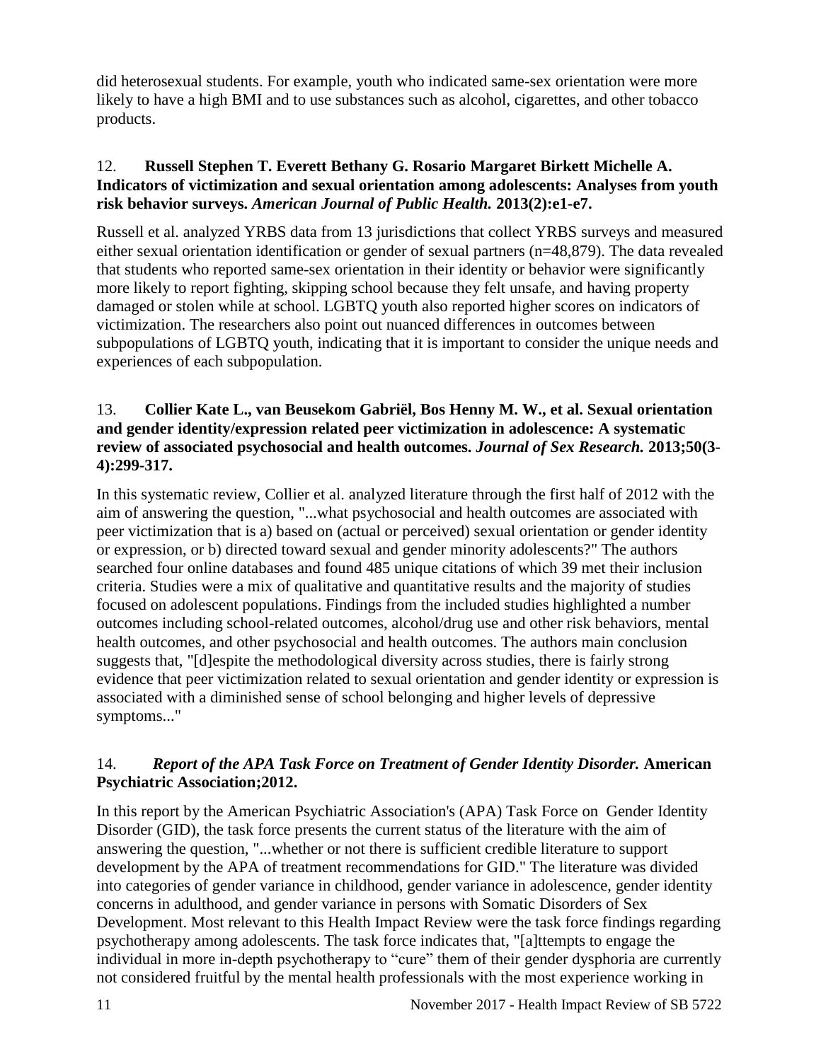did heterosexual students. For example, youth who indicated same-sex orientation were more likely to have a high BMI and to use substances such as alcohol, cigarettes, and other tobacco products.

12. **Russell Stephen T. Everett Bethany G. Rosario Margaret Birkett Michelle A. Indicators of victimization and sexual orientation among adolescents: Analyses from youth risk behavior surveys.** ***American Journal of Public Health.*** **2013(2):e1-e7.**

Russell et al. analyzed YRBS data from 13 jurisdictions that collect YRBS surveys and measured either sexual orientation identification or gender of sexual partners (n=48,879). The data revealed that students who reported same-sex orientation in their identity or behavior were significantly more likely to report fighting, skipping school because they felt unsafe, and having property damaged or stolen while at school. LGBTQ youth also reported higher scores on indicators of victimization. The researchers also point out nuanced differences in outcomes between subpopulations of LGBTQ youth, indicating that it is important to consider the unique needs and experiences of each subpopulation.

13. **Collier Kate L., van Beusekom Gabriël, Bos Henny M. W., et al. Sexual orientation and gender identity/expression related peer victimization in adolescence: A systematic review of associated psychosocial and health outcomes.** ***Journal of Sex Research.*** **2013;50(3-4):299-317.**

In this systematic review, Collier et al. analyzed literature through the first half of 2012 with the aim of answering the question, "...what psychosocial and health outcomes are associated with peer victimization that is a) based on (actual or perceived) sexual orientation or gender identity or expression, or b) directed toward sexual and gender minority adolescents?" The authors searched four online databases and found 485 unique citations of which 39 met their inclusion criteria. Studies were a mix of qualitative and quantitative results and the majority of studies focused on adolescent populations. Findings from the included studies highlighted a number outcomes including school-related outcomes, alcohol/drug use and other risk behaviors, mental health outcomes, and other psychosocial and health outcomes. The authors main conclusion suggests that, "[d]espite the methodological diversity across studies, there is fairly strong evidence that peer victimization related to sexual orientation and gender identity or expression is associated with a diminished sense of school belonging and higher levels of depressive symptoms..."

14. ***Report of the APA Task Force on Treatment of Gender Identity Disorder.*** **American Psychiatric Association;2012.**

In this report by the American Psychiatric Association's (APA) Task Force on Gender Identity Disorder (GID), the task force presents the current status of the literature with the aim of answering the question, "...whether or not there is sufficient credible literature to support development by the APA of treatment recommendations for GID." The literature was divided into categories of gender variance in childhood, gender variance in adolescence, gender identity concerns in adulthood, and gender variance in persons with Somatic Disorders of Sex Development. Most relevant to this Health Impact Review were the task force findings regarding psychotherapy among adolescents. The task force indicates that, "[a]ttempts to engage the individual in more in-depth psychotherapy to "cure" them of their gender dysphoria are currently not considered fruitful by the mental health professionals with the most experience working in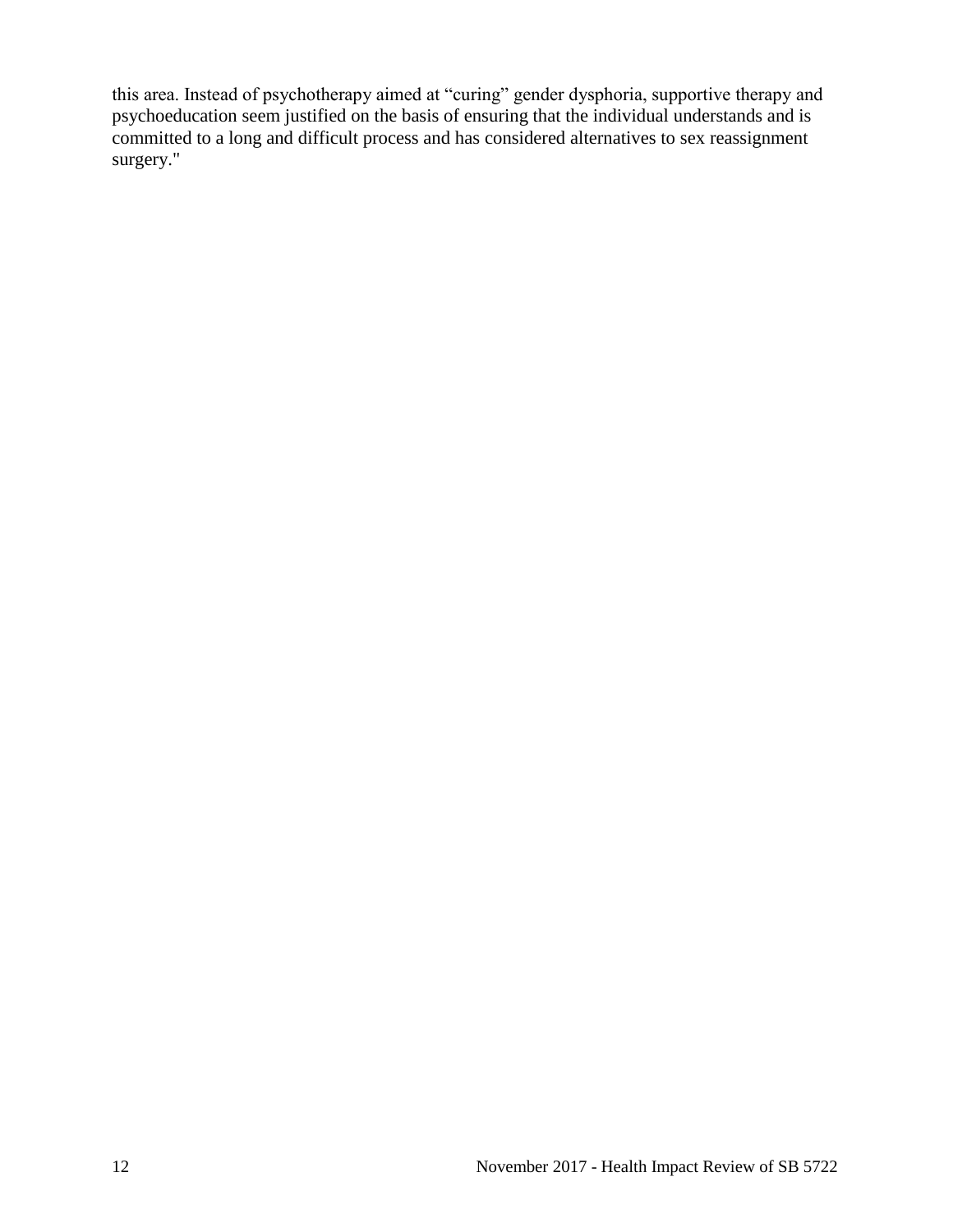this area. Instead of psychotherapy aimed at "curing" gender dysphoria, supportive therapy and psychoeducation seem justified on the basis of ensuring that the individual understands and is committed to a long and difficult process and has considered alternatives to sex reassignment surgery."